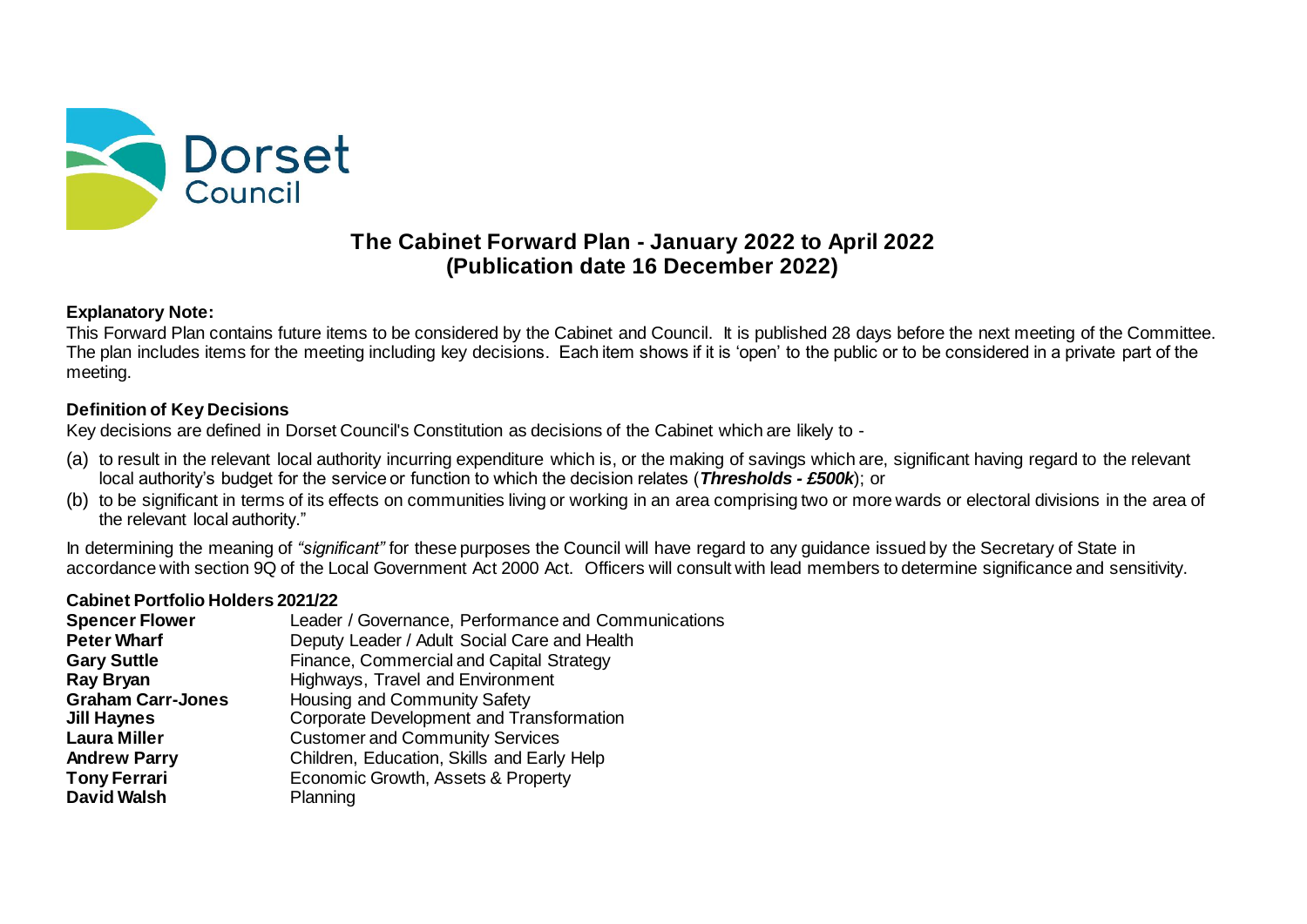Dorset Council

# The Cabinet Forward Plan - January 2022 to April 2022
## (Publication date 16 December 2022)

**Explanatory Note:**

This Forward Plan contains future items to be considered by the Cabinet and Council. It is published 28 days before the next meeting of the Committee. The plan includes items for the meeting including key decisions. Each item shows if it is 'open' to the public or to be considered in a private part of the meeting.

**Definition of Key Decisions**

Key decisions are defined in Dorset Council's Constitution as decisions of the Cabinet which are likely to -

(a) to result in the relevant local authority incurring expenditure which is, or the making of savings which are, significant having regard to the relevant local authority's budget for the service or function to which the decision relates (***Thresholds - £500k***); or

(b) to be significant in terms of its effects on communities living or working in an area comprising two or more wards or electoral divisions in the area of the relevant local authority."

In determining the meaning of *"significant"* for these purposes the Council will have regard to any guidance issued by the Secretary of State in accordance with section 9Q of the Local Government Act 2000 Act. Officers will consult with lead members to determine significance and sensitivity.

**Cabinet Portfolio Holders 2021/22**

| | |
|---|---|
| **Spencer Flower** | Leader / Governance, Performance and Communications |
| **Peter Wharf** | Deputy Leader / Adult Social Care and Health |
| **Gary Suttle** | Finance, Commercial and Capital Strategy |
| **Ray Bryan** | Highways, Travel and Environment |
| **Graham Carr-Jones** | Housing and Community Safety |
| **Jill Haynes** | Corporate Development and Transformation |
| **Laura Miller** | Customer and Community Services |
| **Andrew Parry** | Children, Education, Skills and Early Help |
| **Tony Ferrari** | Economic Growth, Assets & Property |
| **David Walsh** | Planning |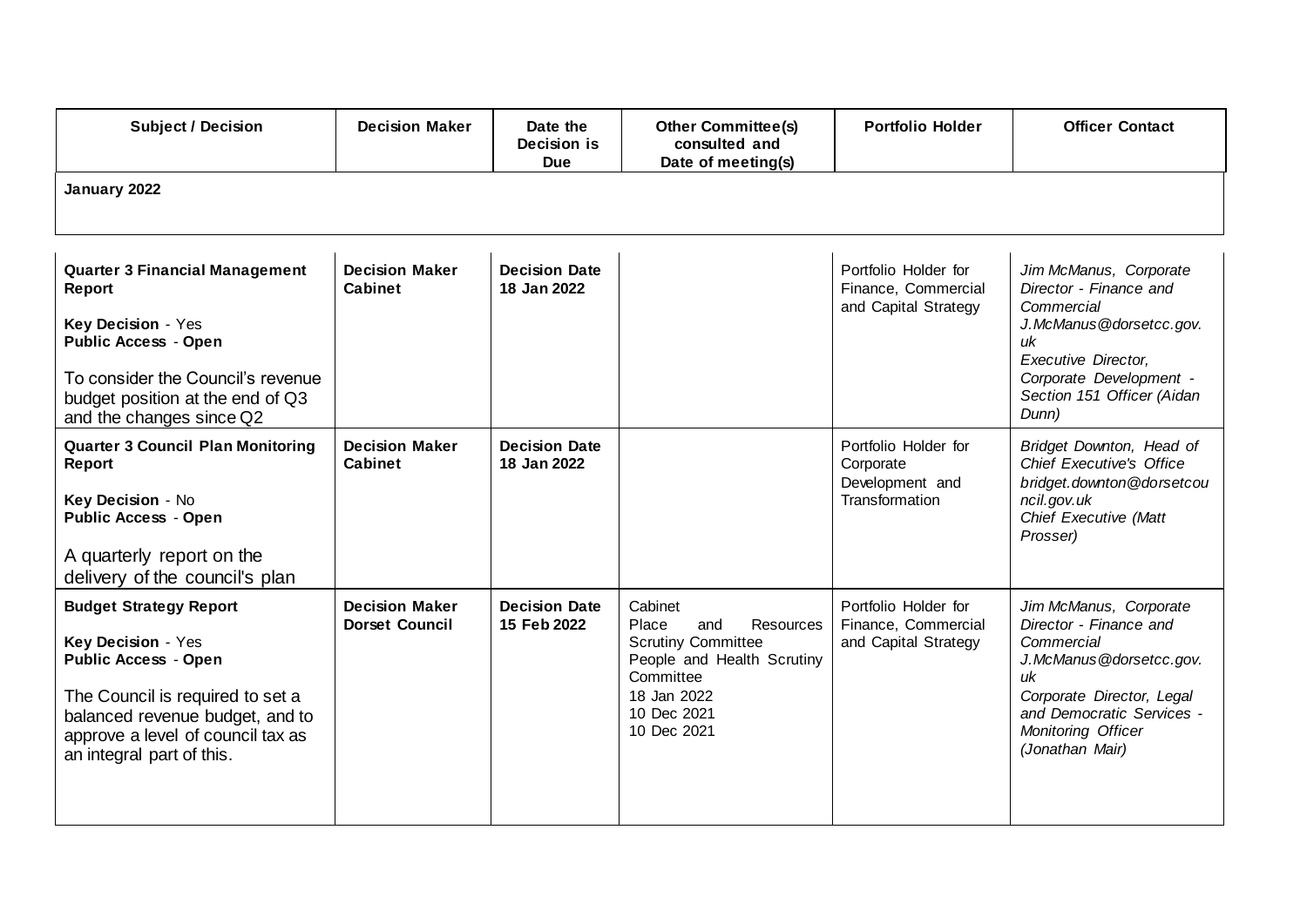| Subject / Decision | Decision Maker | Date the Decision is Due | Other Committee(s) consulted and Date of meeting(s) | Portfolio Holder | Officer Contact |
|---|---|---|---|---|---|
| **January 2022** | | | | | |
| **Quarter 3 Financial Management Report**<br><br>**Key Decision** - Yes<br>**Public Access** - **Open**<br><br>To consider the Council's revenue budget position at the end of Q3 and the changes since Q2 | **Decision Maker Cabinet** | **Decision Date 18 Jan 2022** | | Portfolio Holder for Finance, Commercial and Capital Strategy | *Jim McManus, Corporate Director - Finance and Commercial*<br>*J.McManus@dorsetcc.gov.uk*<br>*Executive Director, Corporate Development - Section 151 Officer (Aidan Dunn)* |
| **Quarter 3 Council Plan Monitoring Report**<br><br>**Key Decision** - No<br>**Public Access** - **Open**<br><br>A quarterly report on the delivery of the council's plan | **Decision Maker Cabinet** | **Decision Date 18 Jan 2022** | | Portfolio Holder for Corporate Development and Transformation | *Bridget Downton, Head of Chief Executive's Office*<br>*bridget.downton@dorsetcouncil.gov.uk*<br>*Chief Executive (Matt Prosser)* |
| **Budget Strategy Report**<br><br>**Key Decision** - Yes<br>**Public Access** - **Open**<br><br>The Council is required to set a balanced revenue budget, and to approve a level of council tax as an integral part of this. | **Decision Maker Dorset Council** | **Decision Date 15 Feb 2022** | Cabinet<br>Place and Resources Scrutiny Committee<br>People and Health Scrutiny Committee<br>18 Jan 2022<br>10 Dec 2021<br>10 Dec 2021 | Portfolio Holder for Finance, Commercial and Capital Strategy | *Jim McManus, Corporate Director - Finance and Commercial*<br>*J.McManus@dorsetcc.gov.uk*<br>*Corporate Director, Legal and Democratic Services - Monitoring Officer (Jonathan Mair)* |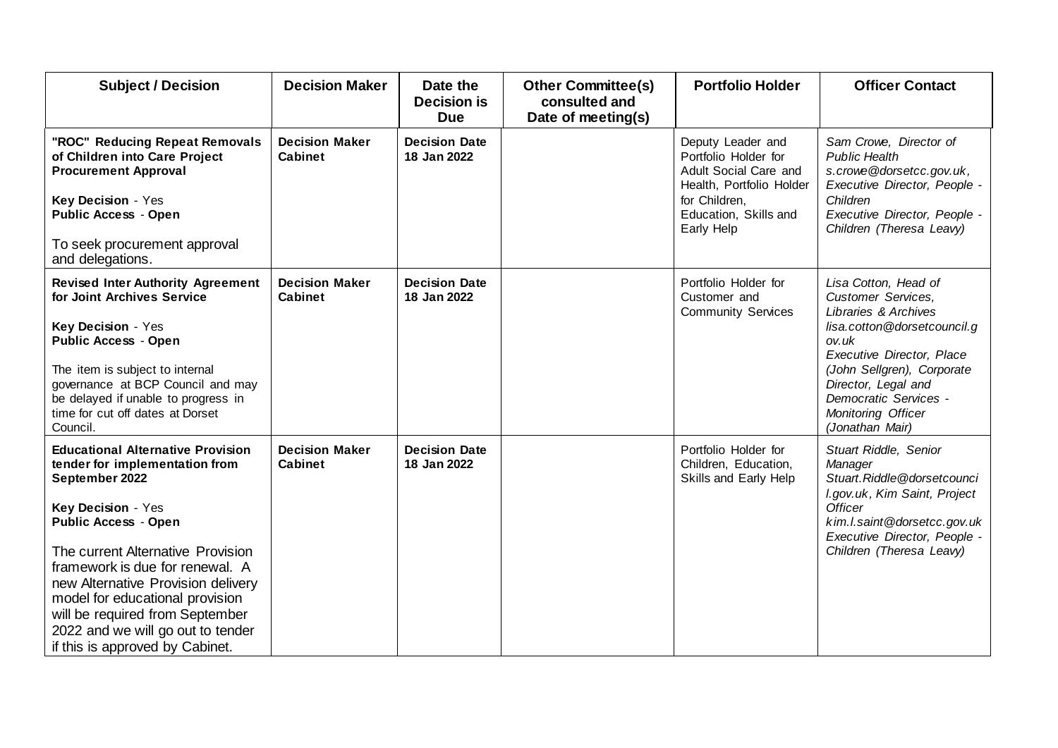| Subject / Decision | Decision Maker | Date the Decision is Due | Other Committee(s) consulted and Date of meeting(s) | Portfolio Holder | Officer Contact |
|---|---|---|---|---|---|
| **"ROC" Reducing Repeat Removals of Children into Care Project Procurement Approval**<br><br>**Key Decision** - Yes<br>**Public Access** - **Open**<br><br>To seek procurement approval and delegations. | **Decision Maker Cabinet** | **Decision Date 18 Jan 2022** | | Deputy Leader and Portfolio Holder for Adult Social Care and Health, Portfolio Holder for Children, Education, Skills and Early Help | *Sam Crowe, Director of Public Health s.crowe@dorsetcc.gov.uk, Executive Director, People - Children Executive Director, People - Children (Theresa Leavy)* |
| **Revised Inter Authority Agreement for Joint Archives Service**<br><br>**Key Decision** - Yes<br>**Public Access** - **Open**<br><br>The item is subject to internal governance at BCP Council and may be delayed if unable to progress in time for cut off dates at Dorset Council. | **Decision Maker Cabinet** | **Decision Date 18 Jan 2022** | | Portfolio Holder for Customer and Community Services | *Lisa Cotton, Head of Customer Services, Libraries & Archives lisa.cotton@dorsetcouncil.gov.uk Executive Director, Place (John Sellgren), Corporate Director, Legal and Democratic Services - Monitoring Officer (Jonathan Mair)* |
| **Educational Alternative Provision tender for implementation from September 2022**<br><br>**Key Decision** - Yes<br>**Public Access** - **Open**<br><br>The current Alternative Provision framework is due for renewal. A new Alternative Provision delivery model for educational provision will be required from September 2022 and we will go out to tender if this is approved by Cabinet. | **Decision Maker Cabinet** | **Decision Date 18 Jan 2022** | | Portfolio Holder for Children, Education, Skills and Early Help | *Stuart Riddle, Senior Manager Stuart.Riddle@dorsetcouncil.gov.uk, Kim Saint, Project Officer kim.l.saint@dorsetcc.gov.uk Executive Director, People - Children (Theresa Leavy)* |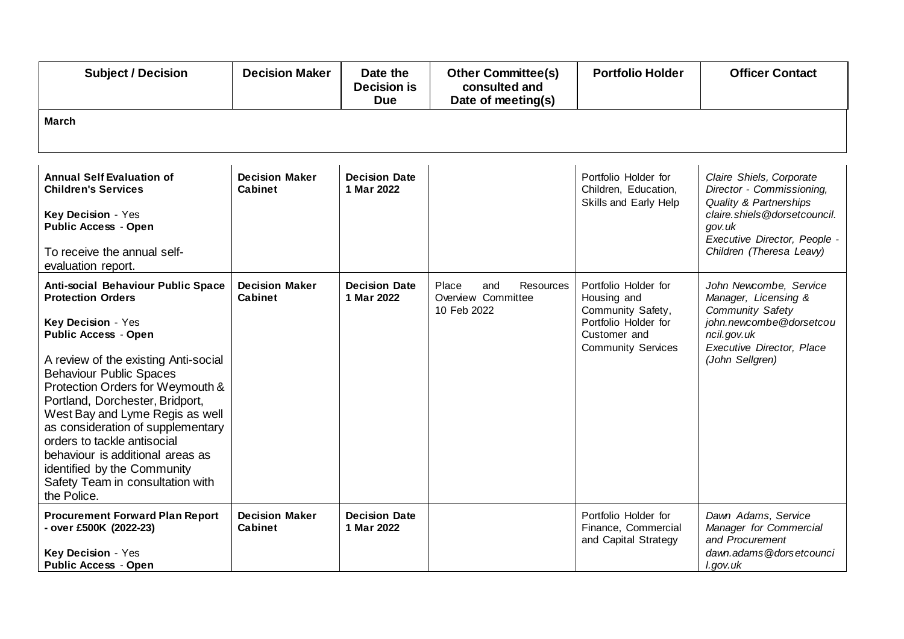| Subject / Decision | Decision Maker | Date the Decision is Due | Other Committee(s) consulted and Date of meeting(s) | Portfolio Holder | Officer Contact |
|---|---|---|---|---|---|
| **March** | | | | | |
| **Annual Self Evaluation of Children's Services**<br><br>**Key Decision** - Yes<br>**Public Access** - **Open**<br><br>To receive the annual self-evaluation report. | **Decision Maker Cabinet** | **Decision Date 1 Mar 2022** | | Portfolio Holder for Children, Education, Skills and Early Help | *Claire Shiels, Corporate Director - Commissioning, Quality & Partnerships claire.shiels@dorsetcouncil.gov.uk*<br>*Executive Director, People - Children (Theresa Leavy)* |
| **Anti-social Behaviour Public Space Protection Orders**<br><br>**Key Decision** - Yes<br>**Public Access** - **Open**<br><br>A review of the existing Anti-social Behaviour Public Spaces Protection Orders for Weymouth & Portland, Dorchester, Bridport, West Bay and Lyme Regis as well as consideration of supplementary orders to tackle antisocial behaviour is additional areas as identified by the Community Safety Team in consultation with the Police. | **Decision Maker Cabinet** | **Decision Date 1 Mar 2022** | Place and Resources Overview Committee<br>10 Feb 2022 | Portfolio Holder for Housing and Community Safety, Portfolio Holder for Customer and Community Services | *John Newcombe, Service Manager, Licensing & Community Safety john.newcombe@dorsetcouncil.gov.uk*<br>*Executive Director, Place (John Sellgren)* |
| **Procurement Forward Plan Report - over £500K (2022-23)**<br><br>**Key Decision** - Yes<br>**Public Access** - **Open** | **Decision Maker Cabinet** | **Decision Date 1 Mar 2022** | | Portfolio Holder for Finance, Commercial and Capital Strategy | *Dawn Adams, Service Manager for Commercial and Procurement dawn.adams@dorsetcouncil.gov.uk* |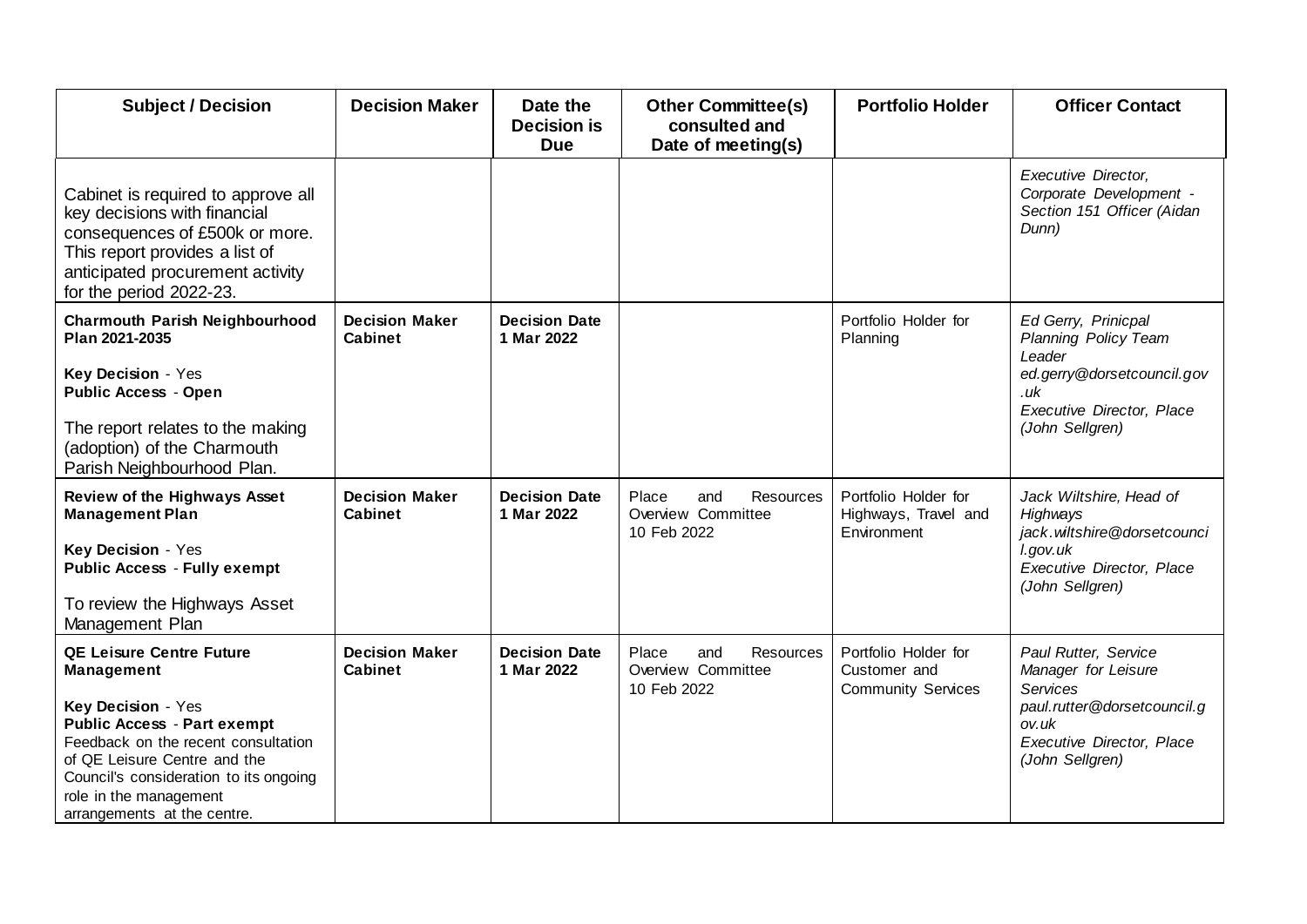| Subject / Decision | Decision Maker | Date the Decision is Due | Other Committee(s) consulted and Date of meeting(s) | Portfolio Holder | Officer Contact |
|---|---|---|---|---|---|
| Cabinet is required to approve all key decisions with financial consequences of £500k or more. This report provides a list of anticipated procurement activity for the period 2022-23. | | | | | *Executive Director, Corporate Development - Section 151 Officer (Aidan Dunn)* |
| **Charmouth Parish Neighbourhood Plan 2021-2035**<br><br>**Key Decision** - Yes<br>**Public Access** - **Open**<br><br>The report relates to the making (adoption) of the Charmouth Parish Neighbourhood Plan. | **Decision Maker Cabinet** | **Decision Date 1 Mar 2022** | | Portfolio Holder for Planning | *Ed Gerry, Prinicpal Planning Policy Team Leader ed.gerry@dorsetcouncil.gov.uk Executive Director, Place (John Sellgren)* |
| **Review of the Highways Asset Management Plan**<br><br>**Key Decision** - Yes<br>**Public Access** - **Fully exempt**<br><br>To review the Highways Asset Management Plan | **Decision Maker Cabinet** | **Decision Date 1 Mar 2022** | Place and Resources Overview Committee 10 Feb 2022 | Portfolio Holder for Highways, Travel and Environment | *Jack Wiltshire, Head of Highways jack.wiltshire@dorsetcouncil.gov.uk Executive Director, Place (John Sellgren)* |
| **QE Leisure Centre Future Management**<br><br>**Key Decision** - Yes<br>**Public Access** - **Part exempt**<br>Feedback on the recent consultation of QE Leisure Centre and the Council's consideration to its ongoing role in the management arrangements at the centre. | **Decision Maker Cabinet** | **Decision Date 1 Mar 2022** | Place and Resources Overview Committee 10 Feb 2022 | Portfolio Holder for Customer and Community Services | *Paul Rutter, Service Manager for Leisure Services paul.rutter@dorsetcouncil.gov.uk Executive Director, Place (John Sellgren)* |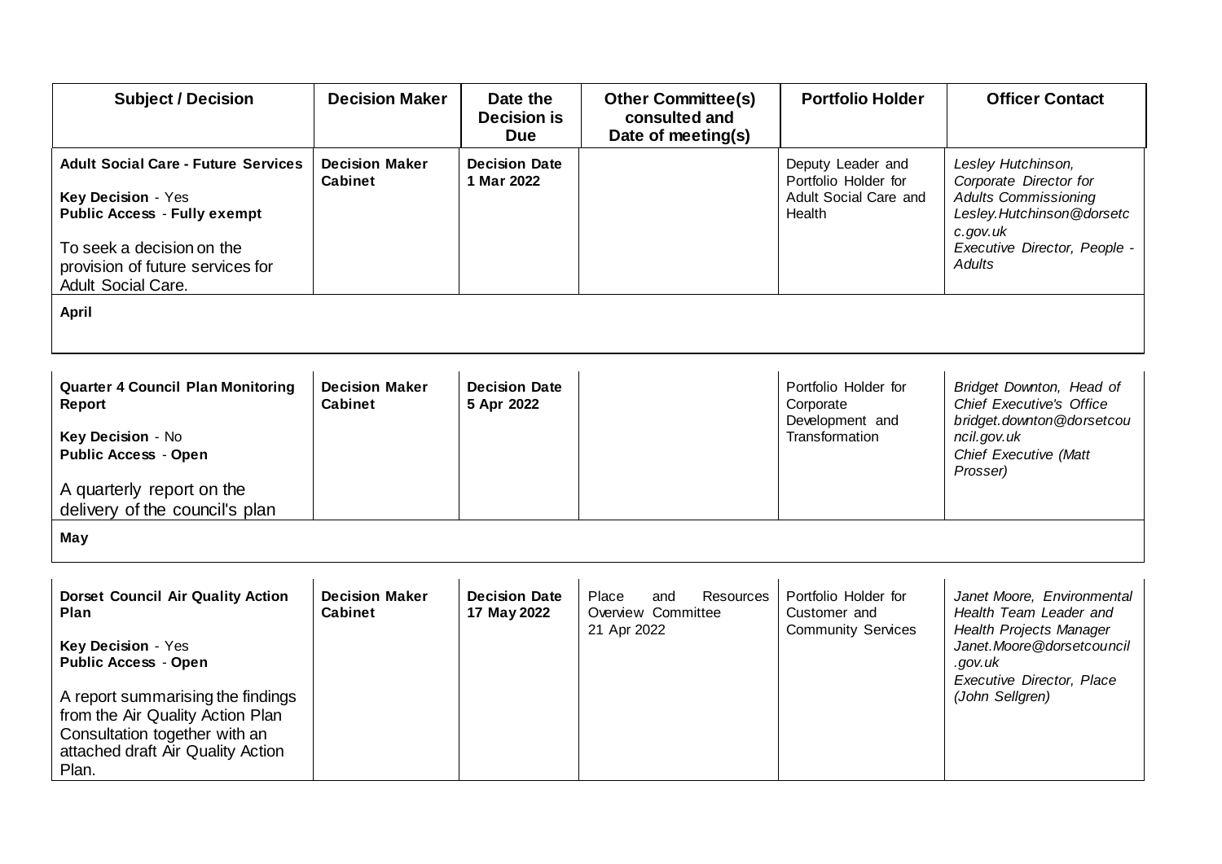| Subject / Decision | Decision Maker | Date the Decision is Due | Other Committee(s) consulted and Date of meeting(s) | Portfolio Holder | Officer Contact |
|---|---|---|---|---|---|
| **Adult Social Care - Future Services**<br><br>**Key Decision** - Yes<br>**Public Access** - **Fully exempt**<br><br>To seek a decision on the provision of future services for Adult Social Care. | **Decision Maker Cabinet** | **Decision Date 1 Mar 2022** | | Deputy Leader and Portfolio Holder for Adult Social Care and Health | *Lesley Hutchinson, Corporate Director for Adults Commissioning Lesley.Hutchinson@dorsetcc.gov.uk Executive Director, People - Adults* |
| **April** | | | | | |
| **Quarter 4 Council Plan Monitoring Report**<br><br>**Key Decision** - No<br>**Public Access** - **Open**<br><br>A quarterly report on the delivery of the council's plan | **Decision Maker Cabinet** | **Decision Date 5 Apr 2022** | | Portfolio Holder for Corporate Development and Transformation | *Bridget Downton, Head of Chief Executive's Office bridget.downton@dorsetcouncil.gov.uk Chief Executive (Matt Prosser)* |
| **May** | | | | | |
| **Dorset Council Air Quality Action Plan**<br><br>**Key Decision** - Yes<br>**Public Access** - **Open**<br><br>A report summarising the findings from the Air Quality Action Plan Consultation together with an attached draft Air Quality Action Plan. | **Decision Maker Cabinet** | **Decision Date 17 May 2022** | Place and Resources Overview Committee 21 Apr 2022 | Portfolio Holder for Customer and Community Services | *Janet Moore, Environmental Health Team Leader and Health Projects Manager Janet.Moore@dorsetcouncil.gov.uk Executive Director, Place (John Sellgren)* |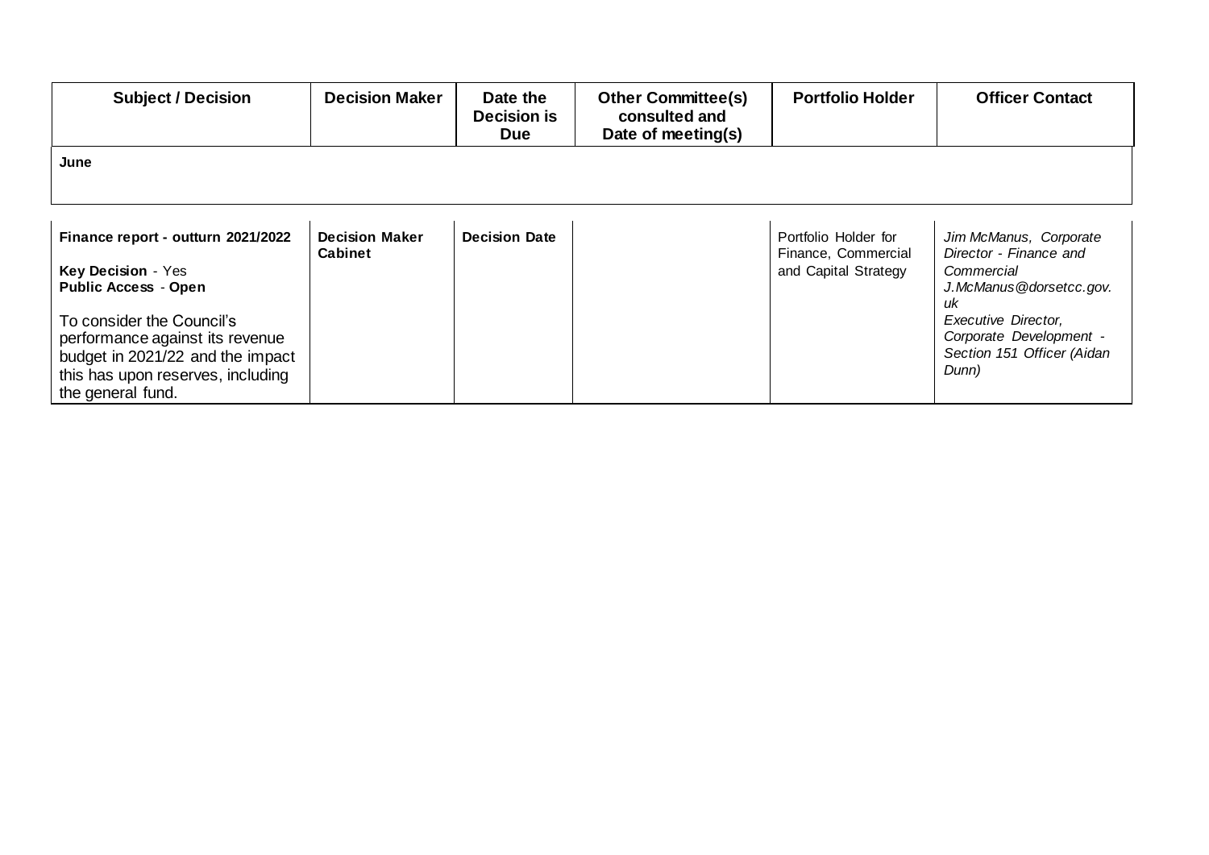| Subject / Decision | Decision Maker | Date the Decision is Due | Other Committee(s) consulted and Date of meeting(s) | Portfolio Holder | Officer Contact |
|---|---|---|---|---|---|
| **June** | | | | | |
| **Finance report - outturn 2021/2022**<br><br>**Key Decision** - Yes<br>**Public Access** - **Open**<br><br>To consider the Council's performance against its revenue budget in 2021/22 and the impact this has upon reserves, including the general fund. | **Decision Maker Cabinet** | **Decision Date** | | Portfolio Holder for Finance, Commercial and Capital Strategy | *Jim McManus, Corporate Director - Finance and Commercial J.McManus@dorsetcc.gov.uk*<br>*Executive Director, Corporate Development - Section 151 Officer (Aidan Dunn)* |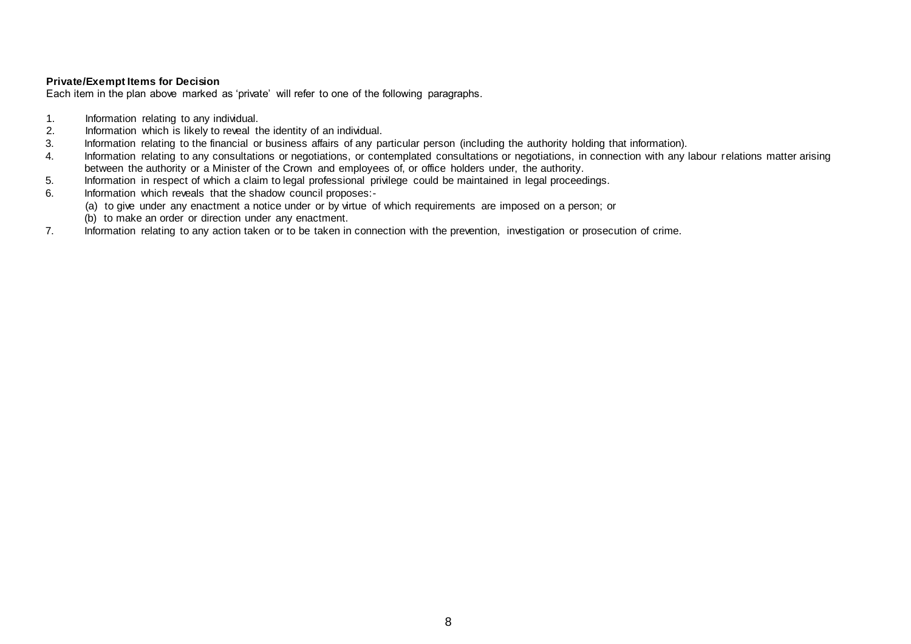**Private/Exempt Items for Decision**

Each item in the plan above marked as 'private' will refer to one of the following paragraphs.

1. Information relating to any individual.
2. Information which is likely to reveal the identity of an individual.
3. Information relating to the financial or business affairs of any particular person (including the authority holding that information).
4. Information relating to any consultations or negotiations, or contemplated consultations or negotiations, in connection with any labour relations matter arising between the authority or a Minister of the Crown and employees of, or office holders under, the authority.
5. Information in respect of which a claim to legal professional privilege could be maintained in legal proceedings.
6. Information which reveals that the shadow council proposes:-
   (a) to give under any enactment a notice under or by virtue of which requirements are imposed on a person; or
   (b) to make an order or direction under any enactment.
7. Information relating to any action taken or to be taken in connection with the prevention, investigation or prosecution of crime.